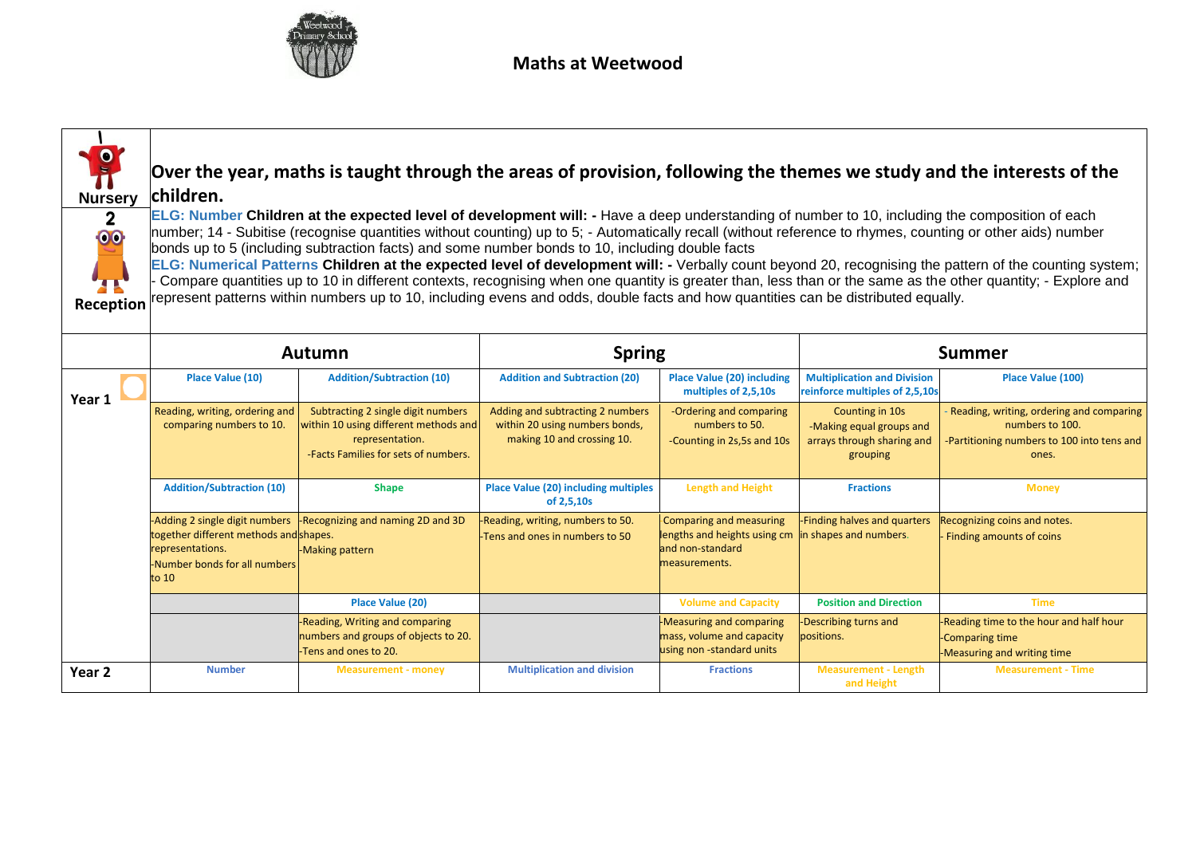# Maths at Weetwood

| Nursery / Reception | Over the year, maths is taught through the areas of provision, following the themes we study and the interests of the children. |
|---|---|

**Over the year, maths is taught through the areas of provision, following the themes we study and the interests of the children.**

**ELG: Number Children at the expected level of development will: -** Have a deep understanding of number to 10, including the composition of each number; 14 - Subitise (recognise quantities without counting) up to 5; - Automatically recall (without reference to rhymes, counting or other aids) number bonds up to 5 (including subtraction facts) and some number bonds to 10, including double facts

**ELG: Numerical Patterns Children at the expected level of development will: -** Verbally count beyond 20, recognising the pattern of the counting system; - Compare quantities up to 10 in different contexts, recognising when one quantity is greater than, less than or the same as the other quantity; - Explore and represent patterns within numbers up to 10, including evens and odds, double facts and how quantities can be distributed equally.

| | Autumn | | Spring | | Summer | |
|---|---|---|---|---|---|---|
| **Year 1** | **Place Value (10)** | **Addition/Subtraction (10)** | **Addition and Subtraction (20)** | **Place Value (20) including multiples of 2,5,10s** | **Multiplication and Division reinforce multiples of 2,5,10s** | **Place Value (100)** |
| | Reading, writing, ordering and comparing numbers to 10. | Subtracting 2 single digit numbers within 10 using different methods and representation.<br>-Facts Families for sets of numbers. | Adding and subtracting 2 numbers within 20 using numbers bonds, making 10 and crossing 10. | -Ordering and comparing numbers to 50.<br>-Counting in 2s,5s and 10s | Counting in 10s<br>-Making equal groups and arrays through sharing and grouping | - Reading, writing, ordering and comparing numbers to 100.<br>-Partitioning numbers to 100 into tens and ones. |
| | **Addition/Subtraction (10)** | **Shape** | **Place Value (20) including multiples of 2,5,10s** | **Length and Height** | **Fractions** | **Money** |
| | -Adding 2 single digit numbers together different methods and representations.<br>-Number bonds for all numbers to 10 | -Recognizing and naming 2D and 3D shapes.<br>-Making pattern | -Reading, writing, numbers to 50.<br>-Tens and ones in numbers to 50 | Comparing and measuring lengths and heights using cm and non-standard measurements. | -Finding halves and quarters in shapes and numbers. | Recognizing coins and notes.<br>- Finding amounts of coins |
| | | **Place Value (20)** | | **Volume and Capacity** | **Position and Direction** | **Time** |
| | | -Reading, Writing and comparing numbers and groups of objects to 20.<br>-Tens and ones to 20. | | -Measuring and comparing mass, volume and capacity using non -standard units | -Describing turns and positions. | -Reading time to the hour and half hour<br>-Comparing time<br>-Measuring and writing time |
| **Year 2** | **Number** | **Measurement - money** | **Multiplication and division** | **Fractions** | **Measurement - Length and Height** | **Measurement - Time** |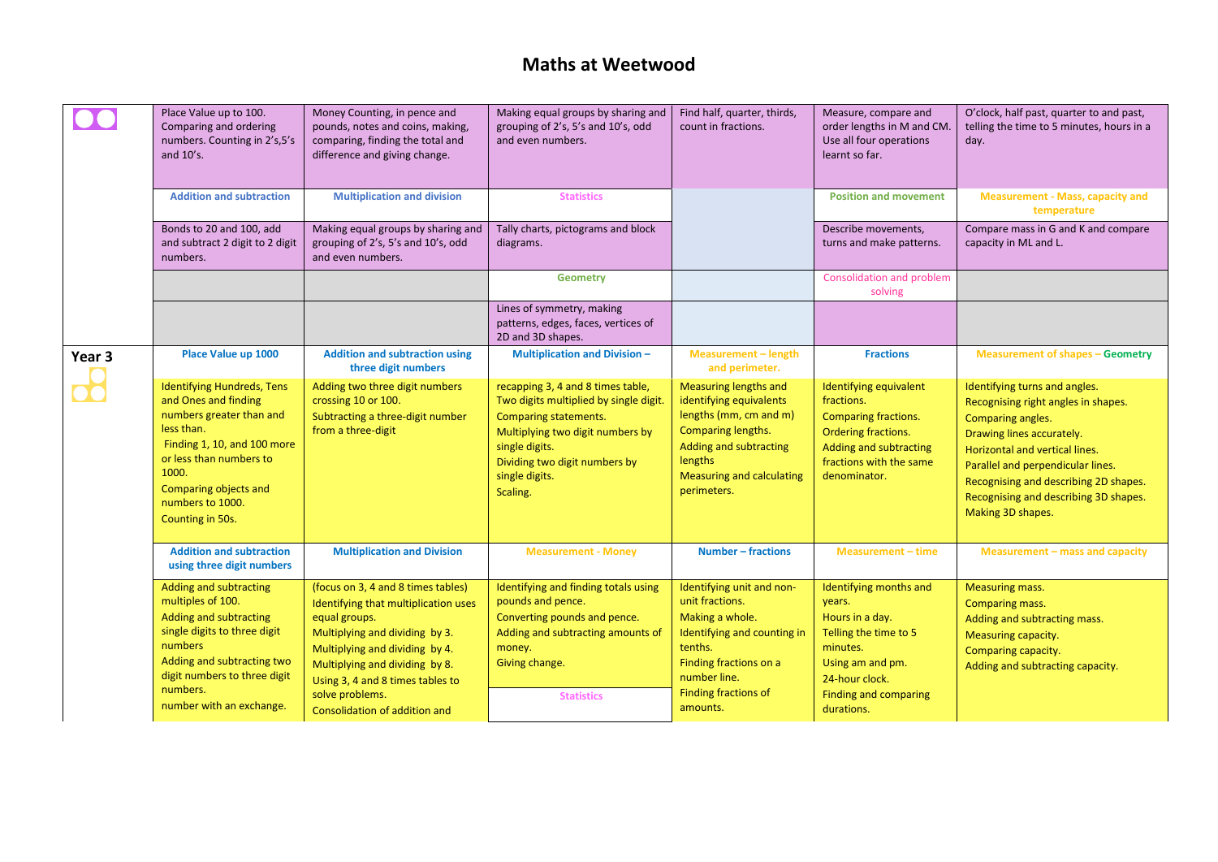# Maths at Weetwood

| | | | | | | |
|---|---|---|---|---|---|---|
| | Place Value up to 100. Comparing and ordering numbers. Counting in 2's,5's and 10's. | Money Counting, in pence and pounds, notes and coins, making, comparing, finding the total and difference and giving change. | Making equal groups by sharing and grouping of 2's, 5's and 10's, odd and even numbers. | Find half, quarter, thirds, count in fractions. | Measure, compare and order lengths in M and CM. Use all four operations learnt so far. | O'clock, half past, quarter to and past, telling the time to 5 minutes, hours in a day. |
| | **Addition and subtraction** | **Multiplication and division** | **Statistics** | | **Position and movement** | **Measurement - Mass, capacity and temperature** |
| | Bonds to 20 and 100, add and subtract 2 digit to 2 digit numbers. | Making equal groups by sharing and grouping of 2's, 5's and 10's, odd and even numbers. | Tally charts, pictograms and block diagrams. | | Describe movements, turns and make patterns. | Compare mass in G and K and compare capacity in ML and L. |
| | | | **Geometry** | | Consolidation and problem solving | |
| | | | Lines of symmetry, making patterns, edges, faces, vertices of 2D and 3D shapes. | | | |
| **Year 3** | **Place Value up 1000** | **Addition and subtraction using three digit numbers** | **Multiplication and Division –** | **Measurement – length and perimeter.** | **Fractions** | **Measurement of shapes – Geometry** |
| | Identifying Hundreds, Tens and Ones and finding numbers greater than and less than. Finding 1, 10, and 100 more or less than numbers to 1000. Comparing objects and numbers to 1000. Counting in 50s. | Adding two three digit numbers crossing 10 or 100. Subtracting a three-digit number from a three-digit | recapping 3, 4 and 8 times table, Two digits multiplied by single digit. Comparing statements. Multiplying two digit numbers by single digits. Dividing two digit numbers by single digits. Scaling. | Measuring lengths and identifying equivalents lengths (mm, cm and m) Comparing lengths. Adding and subtracting lengths Measuring and calculating perimeters. | Identifying equivalent fractions. Comparing fractions. Ordering fractions. Adding and subtracting fractions with the same denominator. | Identifying turns and angles. Recognising right angles in shapes. Comparing angles. Drawing lines accurately. Horizontal and vertical lines. Parallel and perpendicular lines. Recognising and describing 2D shapes. Recognising and describing 3D shapes. Making 3D shapes. |
| | **Addition and subtraction using three digit numbers** | **Multiplication and Division** | **Measurement - Money** | **Number – fractions** | **Measurement – time** | **Measurement – mass and capacity** |
| | Adding and subtracting multiples of 100. Adding and subtracting single digits to three digit numbers Adding and subtracting two digit numbers to three digit numbers. number with an exchange. | (focus on 3, 4 and 8 times tables) Identifying that multiplication uses equal groups. Multiplying and dividing by 3. Multiplying and dividing by 4. Multiplying and dividing by 8. Using 3, 4 and 8 times tables to solve problems. Consolidation of addition and | Identifying and finding totals using pounds and pence. Converting pounds and pence. Adding and subtracting amounts of money. Giving change. **Statistics** | Identifying unit and non-unit fractions. Making a whole. Identifying and counting in tenths. Finding fractions on a number line. Finding fractions of amounts. | Identifying months and years. Hours in a day. Telling the time to 5 minutes. Using am and pm. 24-hour clock. Finding and comparing durations. | Measuring mass. Comparing mass. Adding and subtracting mass. Measuring capacity. Comparing capacity. Adding and subtracting capacity. |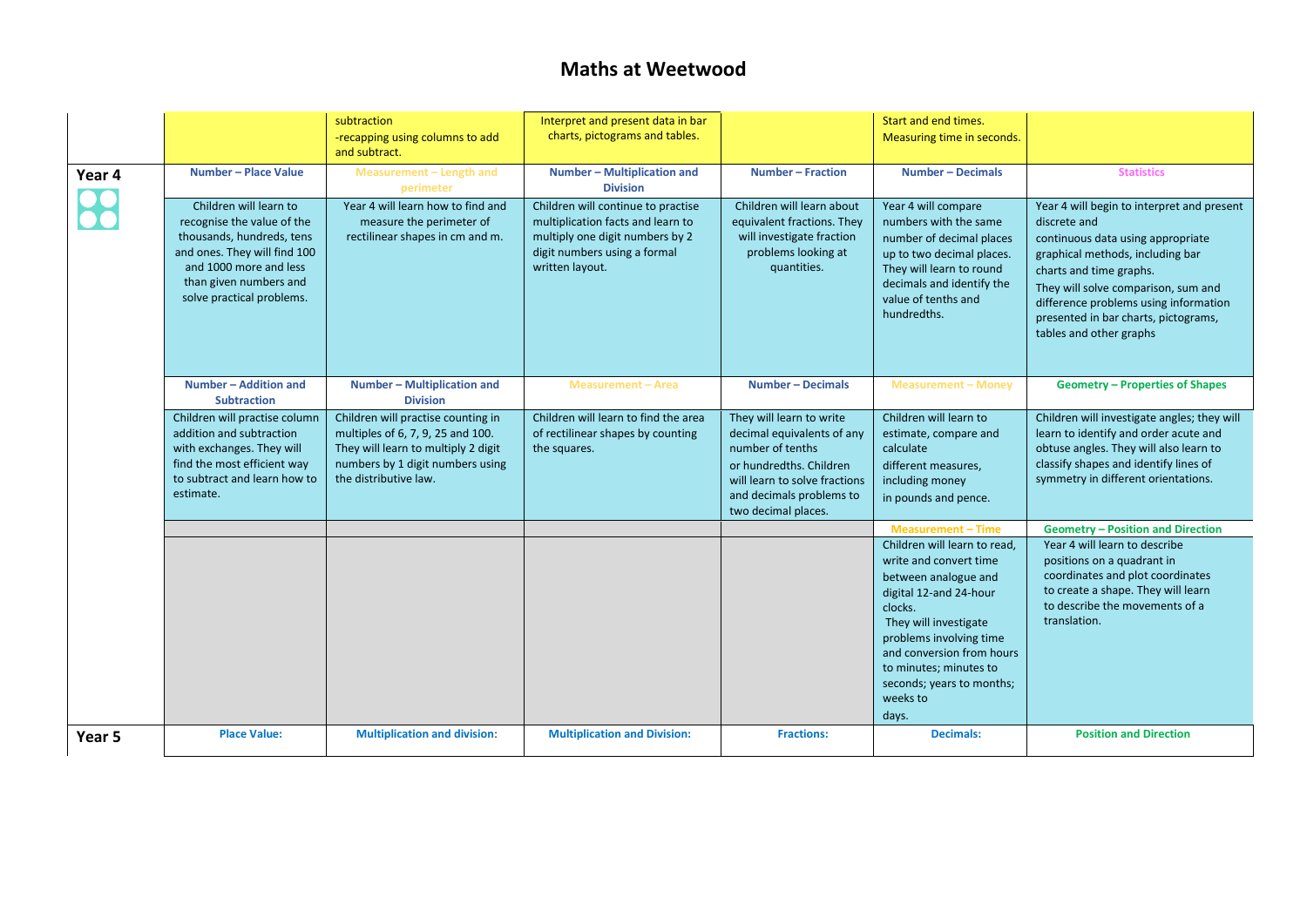# Maths at Weetwood

| | | | | | | |
|---|---|---|---|---|---|---|
| | | subtraction<br>-recapping using columns to add and subtract. | Interpret and present data in bar charts, pictograms and tables. | | Start and end times.<br>Measuring time in seconds. | |
| **Year 4** | **Number – Place Value** | **Measurement – Length and perimeter** | **Number – Multiplication and Division** | **Number – Fraction** | **Number – Decimals** | **Statistics** |
| | Children will learn to recognise the value of the thousands, hundreds, tens and ones. They will find 100 and 1000 more and less than given numbers and solve practical problems. | Year 4 will learn how to find and measure the perimeter of rectilinear shapes in cm and m. | Children will continue to practise multiplication facts and learn to multiply one digit numbers by 2 digit numbers using a formal written layout. | Children will learn about equivalent fractions. They will investigate fraction problems looking at quantities. | Year 4 will compare numbers with the same number of decimal places up to two decimal places. They will learn to round decimals and identify the value of tenths and hundredths. | Year 4 will begin to interpret and present discrete and continuous data using appropriate graphical methods, including bar charts and time graphs.<br>They will solve comparison, sum and difference problems using information presented in bar charts, pictograms, tables and other graphs |
| | **Number – Addition and Subtraction** | **Number – Multiplication and Division** | **Measurement – Area** | **Number – Decimals** | **Measurement – Money** | **Geometry – Properties of Shapes** |
| | Children will practise column addition and subtraction with exchanges. They will find the most efficient way to subtract and learn how to estimate. | Children will practise counting in multiples of 6, 7, 9, 25 and 100. They will learn to multiply 2 digit numbers by 1 digit numbers using the distributive law. | Children will learn to find the area of rectilinear shapes by counting the squares. | They will learn to write decimal equivalents of any number of tenths or hundredths. Children will learn to solve fractions and decimals problems to two decimal places. | Children will learn to estimate, compare and calculate different measures, including money in pounds and pence. | Children will investigate angles; they will learn to identify and order acute and obtuse angles. They will also learn to classify shapes and identify lines of symmetry in different orientations. |
| | | | | | **Measurement – Time** | **Geometry – Position and Direction** |
| | | | | | Children will learn to read, write and convert time between analogue and digital 12-and 24-hour clocks.<br>They will investigate problems involving time and conversion from hours to minutes; minutes to seconds; years to months; weeks to days. | Year 4 will learn to describe positions on a quadrant in coordinates and plot coordinates to create a shape. They will learn to describe the movements of a translation. |
| **Year 5** | **Place Value:** | **Multiplication and division:** | **Multiplication and Division:** | **Fractions:** | **Decimals:** | **Position and Direction** |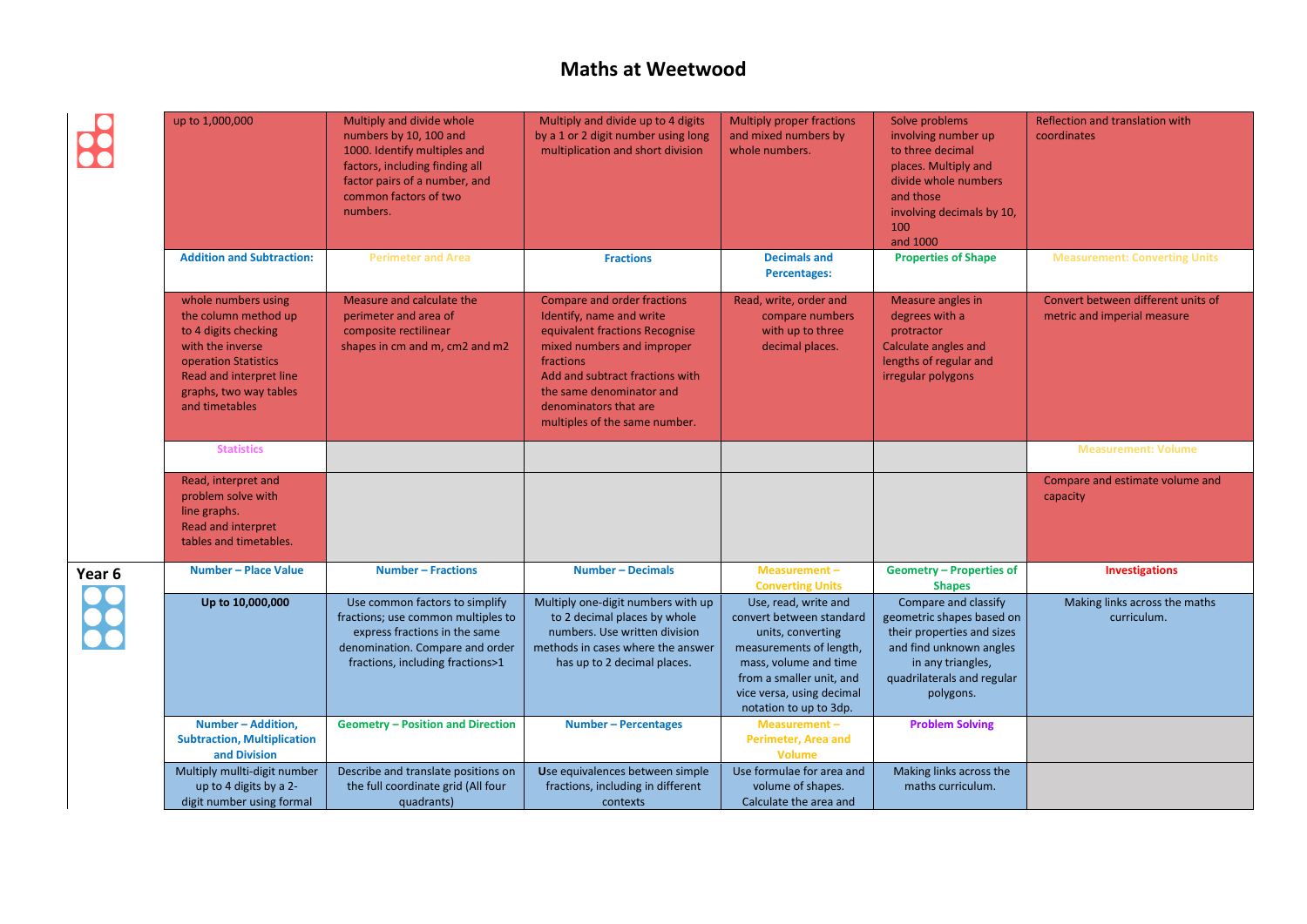# Maths at Weetwood

| | | | | | | |
|---|---|---|---|---|---|---|
| | up to 1,000,000 | Multiply and divide whole numbers by 10, 100 and 1000. Identify multiples and factors, including finding all factor pairs of a number, and common factors of two numbers. | Multiply and divide up to 4 digits by a 1 or 2 digit number using long multiplication and short division | Multiply proper fractions and mixed numbers by whole numbers. | Solve problems involving number up to three decimal places. Multiply and divide whole numbers and those involving decimals by 10, 100 and 1000 | Reflection and translation with coordinates |
| | **Addition and Subtraction:** | **Perimeter and Area** | **Fractions** | **Decimals and Percentages:** | **Properties of Shape** | **Measurement: Converting Units** |
| | whole numbers using the column method up to 4 digits checking with the inverse operation Statistics Read and interpret line graphs, two way tables and timetables | Measure and calculate the perimeter and area of composite rectilinear shapes in cm and m, cm2 and m2 | Compare and order fractions Identify, name and write equivalent fractions Recognise mixed numbers and improper fractions Add and subtract fractions with the same denominator and denominators that are multiples of the same number. | Read, write, order and compare numbers with up to three decimal places. | Measure angles in degrees with a protractor Calculate angles and lengths of regular and irregular polygons | Convert between different units of metric and imperial measure |
| | **Statistics** | | | | | **Measurement: Volume** |
| | Read, interpret and problem solve with line graphs. Read and interpret tables and timetables. | | | | | Compare and estimate volume and capacity |
| **Year 6** | **Number – Place Value** | **Number – Fractions** | **Number – Decimals** | **Measurement – Converting Units** | **Geometry – Properties of Shapes** | **Investigations** |
| | **Up to 10,000,000** | Use common factors to simplify fractions; use common multiples to express fractions in the same denomination. Compare and order fractions, including fractions>1 | Multiply one-digit numbers with up to 2 decimal places by whole numbers. Use written division methods in cases where the answer has up to 2 decimal places. | Use, read, write and convert between standard units, converting measurements of length, mass, volume and time from a smaller unit, and vice versa, using decimal notation to up to 3dp. | Compare and classify geometric shapes based on their properties and sizes and find unknown angles in any triangles, quadrilaterals and regular polygons. | Making links across the maths curriculum. |
| | **Number – Addition, Subtraction, Multiplication and Division** | **Geometry – Position and Direction** | **Number – Percentages** | **Measurement – Perimeter, Area and Volume** | **Problem Solving** | |
| | Multiply mullti-digit number up to 4 digits by a 2-digit number using formal | Describe and translate positions on the full coordinate grid (All four quadrants) | Use equivalences between simple fractions, including in different contexts | Use formulae for area and volume of shapes. Calculate the area and | Making links across the maths curriculum. | |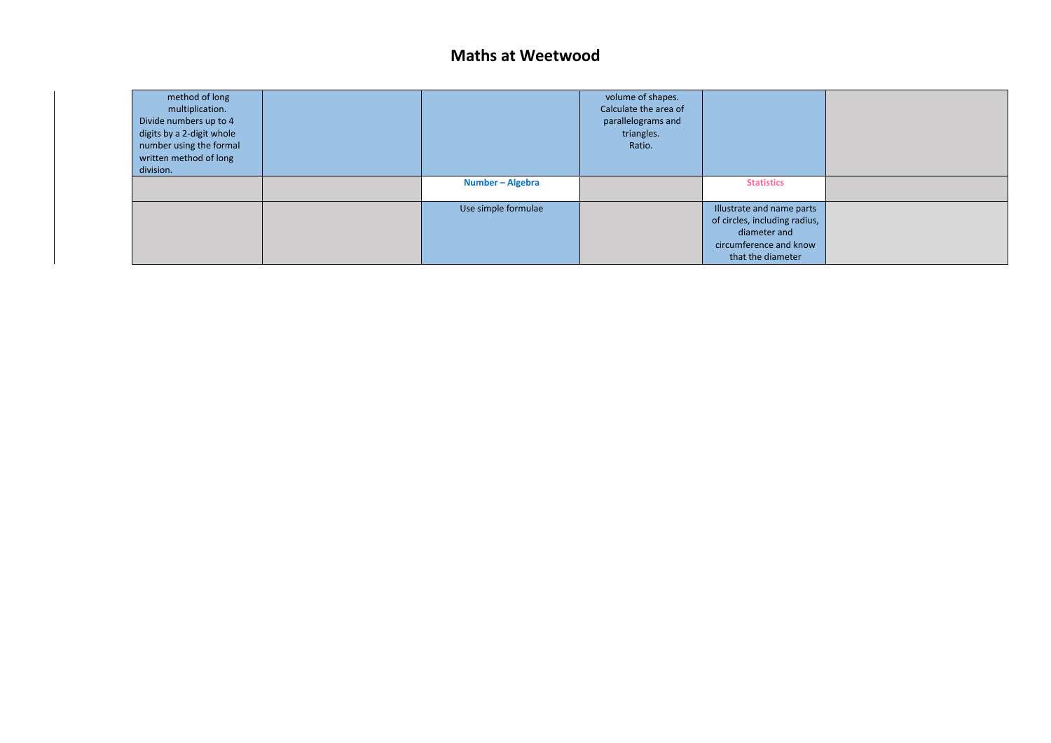# Maths at Weetwood

| | | | | | |
|---|---|---|---|---|---|
| method of long multiplication. Divide numbers up to 4 digits by a 2-digit whole number using the formal written method of long division. | | | volume of shapes. Calculate the area of parallelograms and triangles. Ratio. | | |
| | | **Number – Algebra** | | **Statistics** | |
| | | Use simple formulae | | Illustrate and name parts of circles, including radius, diameter and circumference and know that the diameter | |